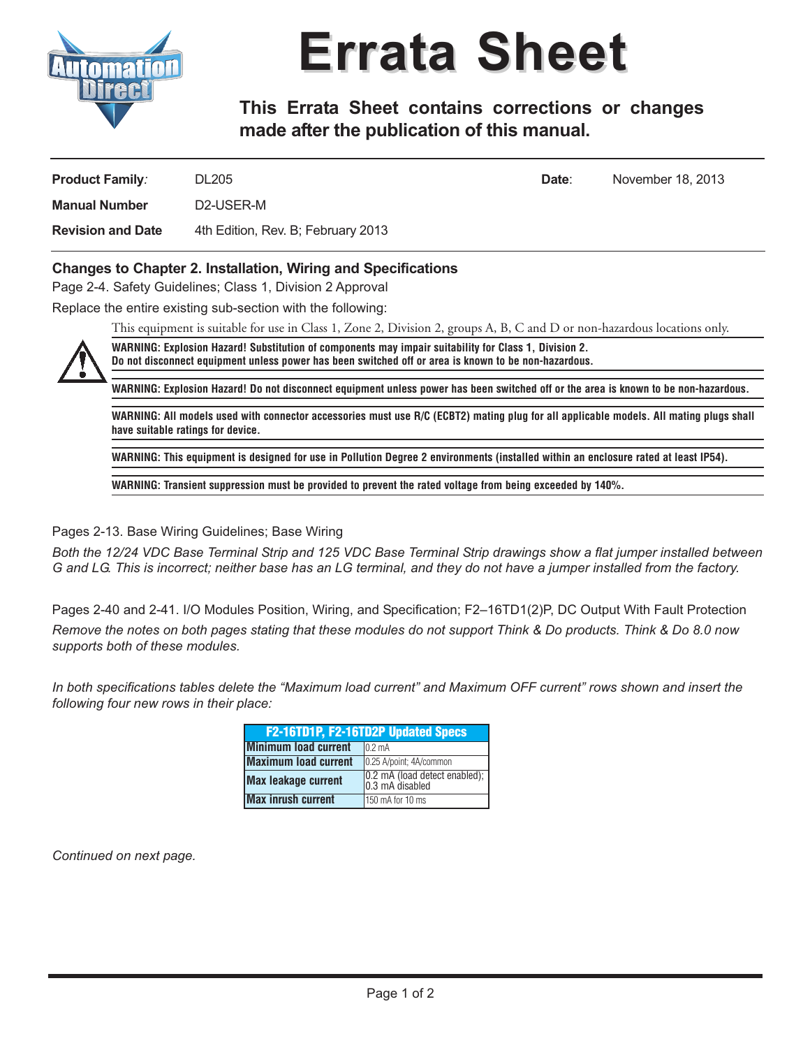# Errata Sheet

**This Errata Sheet contains corrections or changes made after the publication of this manual.**

| | | | |
|---|---|---|---|
| **Product Family:** | DL205 | **Date:** | November 18, 2013 |
| **Manual Number** | D2-USER-M | | |
| **Revision and Date** | 4th Edition, Rev. B; February 2013 | | |

### Changes to Chapter 2. Installation, Wiring and Specifications

Page 2-4. Safety Guidelines; Class 1, Division 2 Approval

Replace the entire existing sub-section with the following:

This equipment is suitable for use in Class 1, Zone 2, Division 2, groups A, B, C and D or non-hazardous locations only.

**WARNING: Explosion Hazard! Substitution of components may impair suitability for Class 1, Division 2. Do not disconnect equipment unless power has been switched off or area is known to be non-hazardous.**

**WARNING: Explosion Hazard! Do not disconnect equipment unless power has been switched off or the area is known to be non-hazardous.**

**WARNING: All models used with connector accessories must use R/C (ECBT2) mating plug for all applicable models. All mating plugs shall have suitable ratings for device.**

**WARNING: This equipment is designed for use in Pollution Degree 2 environments (installed within an enclosure rated at least IP54).**

**WARNING: Transient suppression must be provided to prevent the rated voltage from being exceeded by 140%.**

Pages 2-13. Base Wiring Guidelines; Base Wiring

*Both the 12/24 VDC Base Terminal Strip and 125 VDC Base Terminal Strip drawings show a flat jumper installed between G and LG. This is incorrect; neither base has an LG terminal, and they do not have a jumper installed from the factory.*

Pages 2-40 and 2-41. I/O Modules Position, Wiring, and Specification; F2–16TD1(2)P, DC Output With Fault Protection

*Remove the notes on both pages stating that these modules do not support Think & Do products. Think & Do 8.0 now supports both of these modules.*

*In both specifications tables delete the "Maximum load current" and Maximum OFF current" rows shown and insert the following four new rows in their place:*

| F2-16TD1P, F2-16TD2P Updated Specs | |
|---|---|
| **Minimum load current** | 0.2 mA |
| **Maximum load current** | 0.25 A/point; 4A/common |
| **Max leakage current** | 0.2 mA (load detect enabled); 0.3 mA disabled |
| **Max inrush current** | 150 mA for 10 ms |

*Continued on next page.*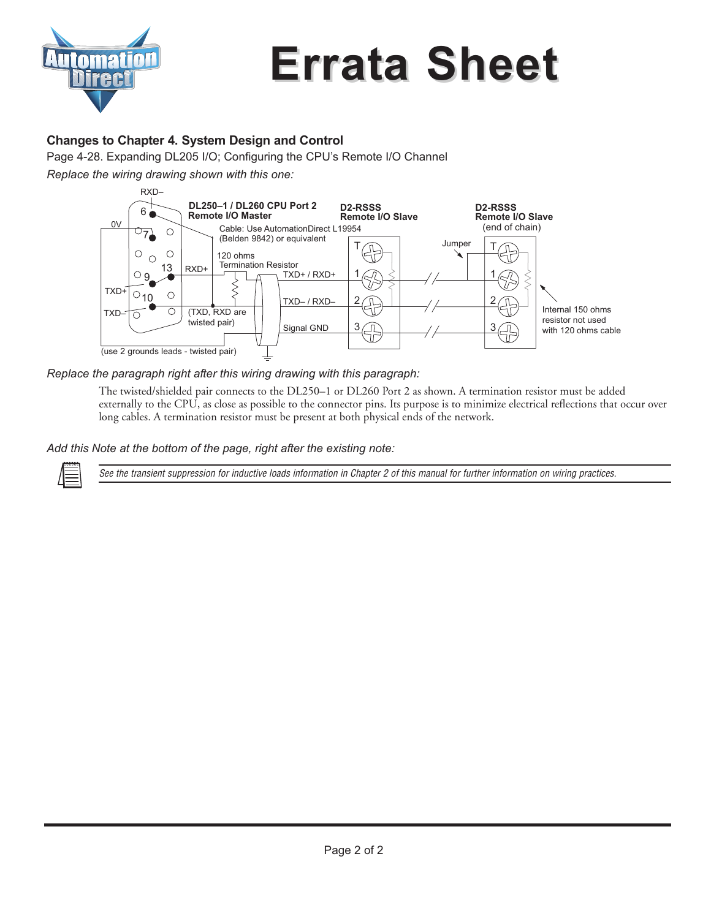# Errata Sheet

## Changes to Chapter 4. System Design and Control

Page 4-28. Expanding DL205 I/O; Configuring the CPU's Remote I/O Channel

*Replace the wiring drawing shown with this one:*

RXD–
6
DL250–1 / DL260 CPU Port 2
Remote I/O Master
D2-RSSS
Remote I/O Slave
D2-RSSS
Remote I/O Slave
(end of chain)
0V
7
Cable: Use AutomationDirect L19954
(Belden 9842) or equivalent
Jumper
T
T
120 ohms
Termination Resistor
13
RXD+
TXD+ / RXD+
1
1
9
TXD+
10
TXD– / RXD–
2
2
TXD–
(TXD, RXD are
twisted pair)
Internal 150 ohms
resistor not used
with 120 ohms cable
Signal GND
3
3
(use 2 grounds leads - twisted pair)

*Replace the paragraph right after this wiring drawing with this paragraph:*

The twisted/shielded pair connects to the DL250–1 or DL260 Port 2 as shown. A termination resistor must be added externally to the CPU, as close as possible to the connector pins. Its purpose is to minimize electrical reflections that occur over long cables. A termination resistor must be present at both physical ends of the network.

*Add this Note at the bottom of the page, right after the existing note:*

*See the transient suppression for inductive loads information in Chapter 2 of this manual for further information on wiring practices.*